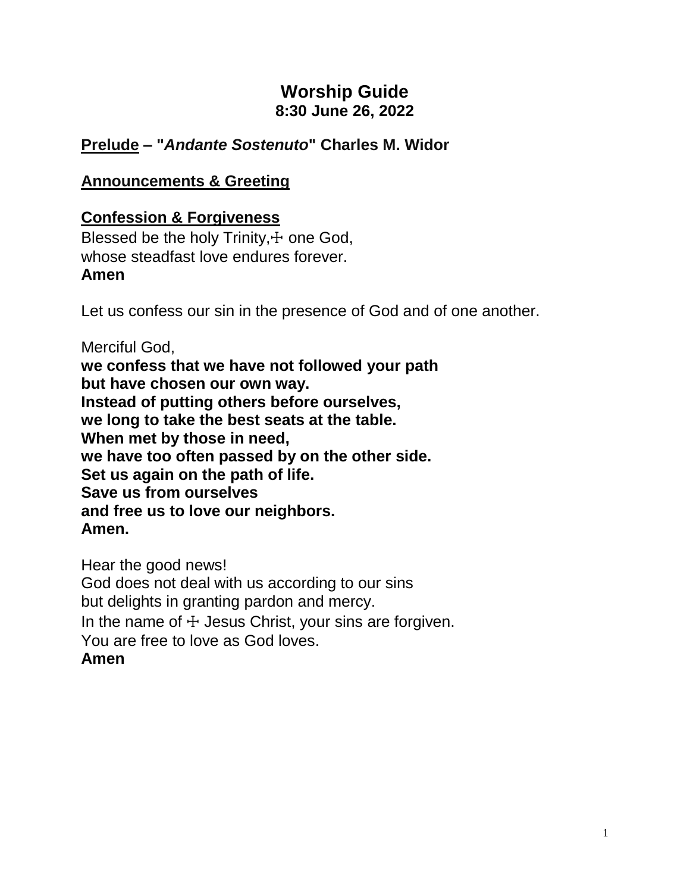# Worship Guide
**8:30 June 26, 2022**

**<u>Prelude</u> – "*Andante Sostenuto*" Charles M. Widor**

**<u>Announcements & Greeting</u>**

**<u>Confession & Forgiveness</u>**

Blessed be the holy Trinity,☩ one God,
whose steadfast love endures forever.
**Amen**

Let us confess our sin in the presence of God and of one another.

Merciful God,
**we confess that we have not followed your path**
**but have chosen our own way.**
**Instead of putting others before ourselves,**
**we long to take the best seats at the table.**
**When met by those in need,**
**we have too often passed by on the other side.**
**Set us again on the path of life.**
**Save us from ourselves**
**and free us to love our neighbors.**
**Amen.**

Hear the good news!
God does not deal with us according to our sins
but delights in granting pardon and mercy.
In the name of ☩ Jesus Christ, your sins are forgiven.
You are free to love as God loves.
**Amen**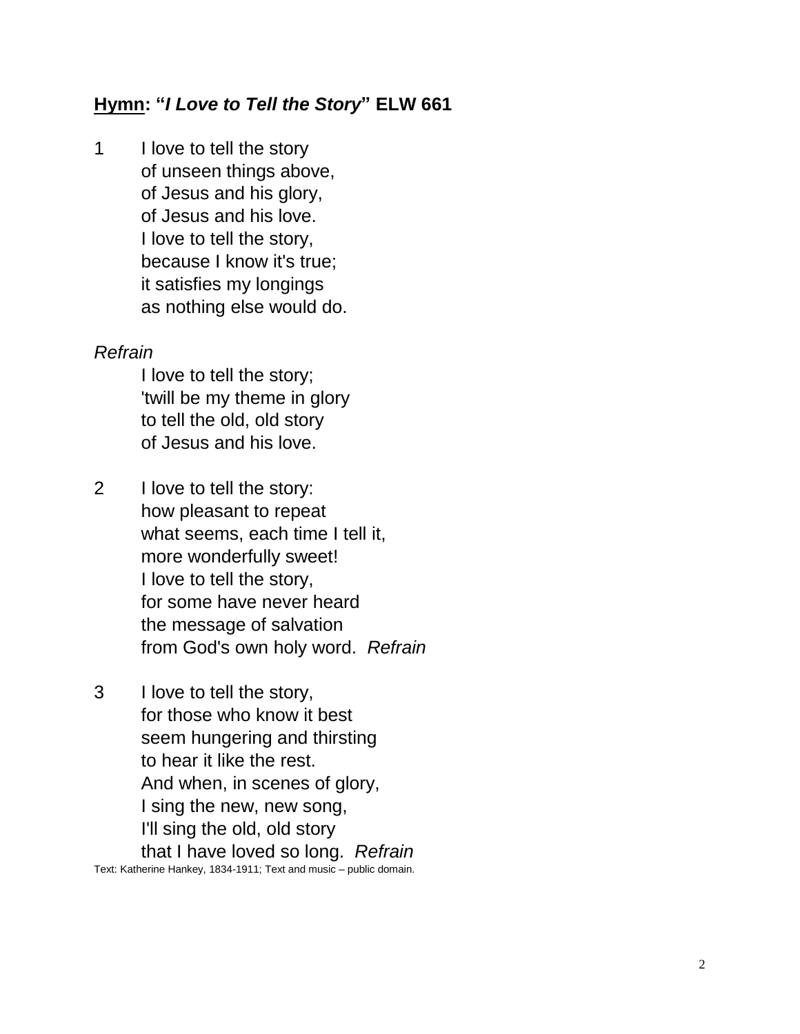## **<u>Hymn</u>: "*I Love to Tell the Story*" ELW 661**

1 I love to tell the story
of unseen things above,
of Jesus and his glory,
of Jesus and his love.
I love to tell the story,
because I know it's true;
it satisfies my longings
as nothing else would do.

*Refrain*

I love to tell the story;
'twill be my theme in glory
to tell the old, old story
of Jesus and his love.

2 I love to tell the story:
how pleasant to repeat
what seems, each time I tell it,
more wonderfully sweet!
I love to tell the story,
for some have never heard
the message of salvation
from God's own holy word. *Refrain*

3 I love to tell the story,
for those who know it best
seem hungering and thirsting
to hear it like the rest.
And when, in scenes of glory,
I sing the new, new song,
I'll sing the old, old story
that I have loved so long. *Refrain*

Text: Katherine Hankey, 1834-1911; Text and music – public domain.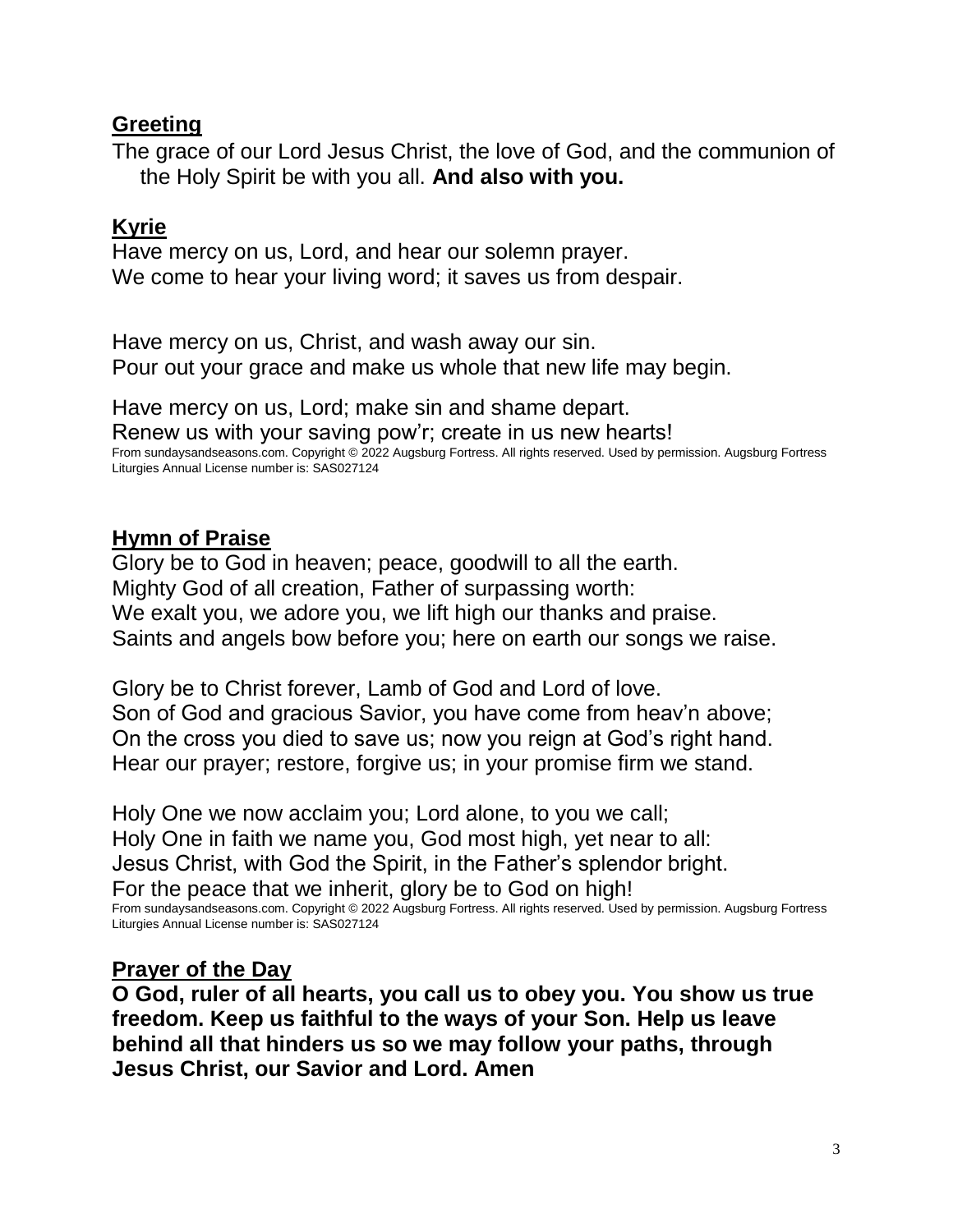## Greeting

The grace of our Lord Jesus Christ, the love of God, and the communion of the Holy Spirit be with you all. **And also with you.**

## Kyrie

Have mercy on us, Lord, and hear our solemn prayer.
We come to hear your living word; it saves us from despair.

Have mercy on us, Christ, and wash away our sin.
Pour out your grace and make us whole that new life may begin.

Have mercy on us, Lord; make sin and shame depart.
Renew us with your saving pow'r; create in us new hearts!
From sundaysandseasons.com. Copyright © 2022 Augsburg Fortress. All rights reserved. Used by permission. Augsburg Fortress Liturgies Annual License number is: SAS027124

## Hymn of Praise

Glory be to God in heaven; peace, goodwill to all the earth.
Mighty God of all creation, Father of surpassing worth:
We exalt you, we adore you, we lift high our thanks and praise.
Saints and angels bow before you; here on earth our songs we raise.

Glory be to Christ forever, Lamb of God and Lord of love.
Son of God and gracious Savior, you have come from heav'n above;
On the cross you died to save us; now you reign at God's right hand.
Hear our prayer; restore, forgive us; in your promise firm we stand.

Holy One we now acclaim you; Lord alone, to you we call;
Holy One in faith we name you, God most high, yet near to all:
Jesus Christ, with God the Spirit, in the Father's splendor bright.
For the peace that we inherit, glory be to God on high!
From sundaysandseasons.com. Copyright © 2022 Augsburg Fortress. All rights reserved. Used by permission. Augsburg Fortress Liturgies Annual License number is: SAS027124

## Prayer of the Day

**O God, ruler of all hearts, you call us to obey you. You show us true freedom. Keep us faithful to the ways of your Son. Help us leave behind all that hinders us so we may follow your paths, through Jesus Christ, our Savior and Lord. Amen**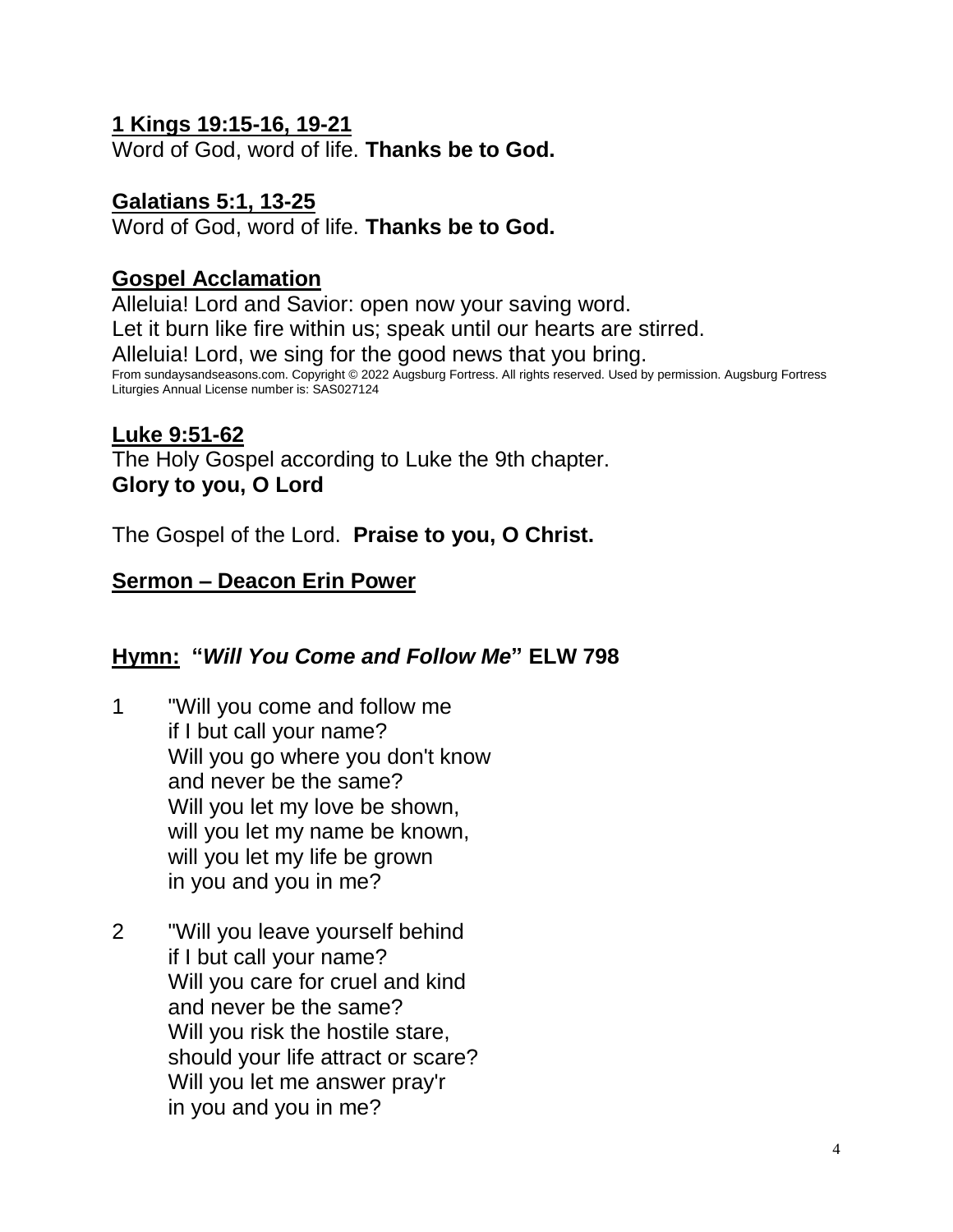**1 Kings 19:15-16, 19-21**
Word of God, word of life. **Thanks be to God.**

**Galatians 5:1, 13-25**
Word of God, word of life. **Thanks be to God.**

**Gospel Acclamation**
Alleluia! Lord and Savior: open now your saving word.
Let it burn like fire within us; speak until our hearts are stirred.
Alleluia! Lord, we sing for the good news that you bring.
From sundaysandseasons.com. Copyright © 2022 Augsburg Fortress. All rights reserved. Used by permission. Augsburg Fortress Liturgies Annual License number is: SAS027124

**Luke 9:51-62**
The Holy Gospel according to Luke the 9th chapter.
**Glory to you, O Lord**

The Gospel of the Lord. **Praise to you, O Christ.**

**Sermon – Deacon Erin Power**

**Hymn: "*Will You Come and Follow Me*" ELW 798**

1 "Will you come and follow me
if I but call your name?
Will you go where you don't know
and never be the same?
Will you let my love be shown,
will you let my name be known,
will you let my life be grown
in you and you in me?

2 "Will you leave yourself behind
if I but call your name?
Will you care for cruel and kind
and never be the same?
Will you risk the hostile stare,
should your life attract or scare?
Will you let me answer pray'r
in you and you in me?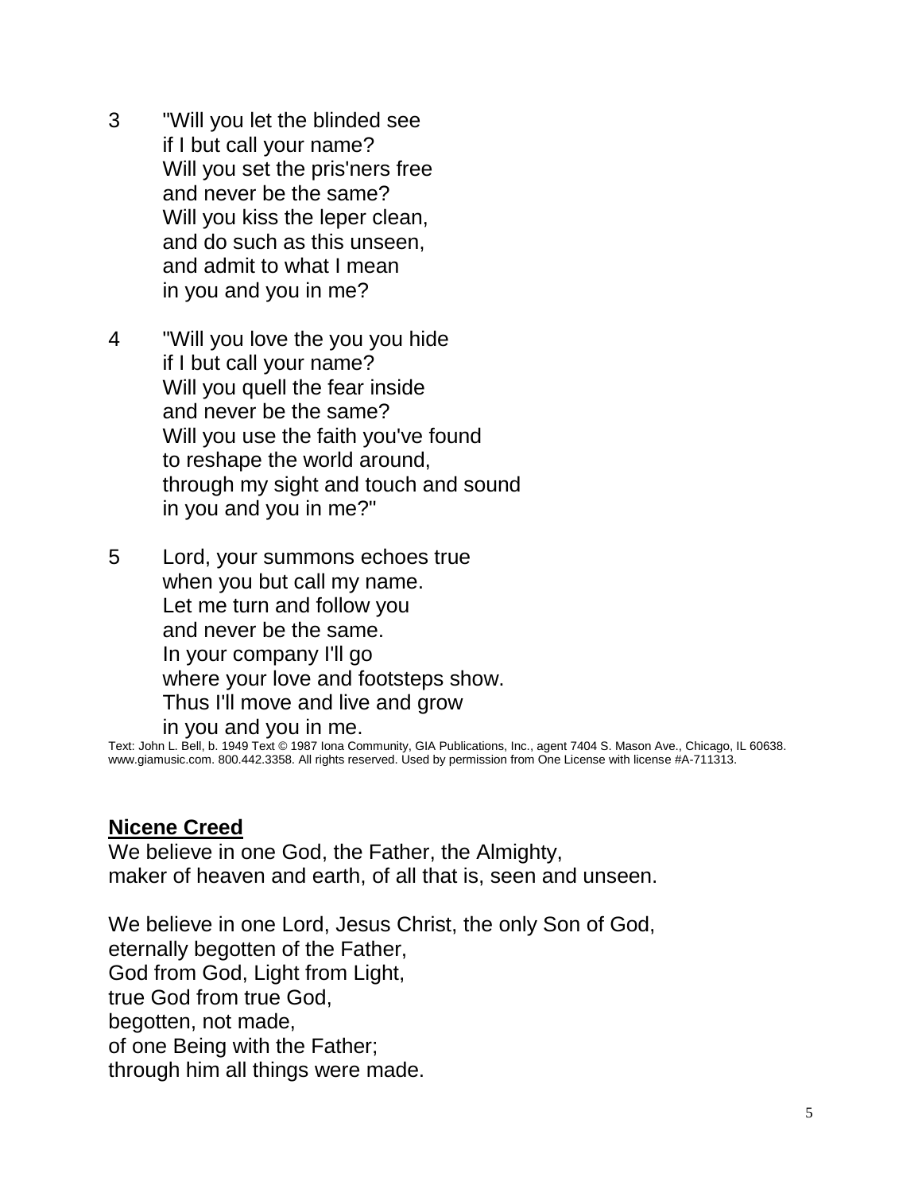3 "Will you let the blinded see
if I but call your name?
Will you set the pris'ners free
and never be the same?
Will you kiss the leper clean,
and do such as this unseen,
and admit to what I mean
in you and you in me?

4 "Will you love the you you hide
if I but call your name?
Will you quell the fear inside
and never be the same?
Will you use the faith you've found
to reshape the world around,
through my sight and touch and sound
in you and you in me?"

5 Lord, your summons echoes true
when you but call my name.
Let me turn and follow you
and never be the same.
In your company I'll go
where your love and footsteps show.
Thus I'll move and live and grow
in you and you in me.

Text: John L. Bell, b. 1949 Text © 1987 Iona Community, GIA Publications, Inc., agent 7404 S. Mason Ave., Chicago, IL 60638. www.giamusic.com. 800.442.3358. All rights reserved. Used by permission from One License with license #A-711313.

## Nicene Creed

We believe in one God, the Father, the Almighty,
maker of heaven and earth, of all that is, seen and unseen.

We believe in one Lord, Jesus Christ, the only Son of God,
eternally begotten of the Father,
God from God, Light from Light,
true God from true God,
begotten, not made,
of one Being with the Father;
through him all things were made.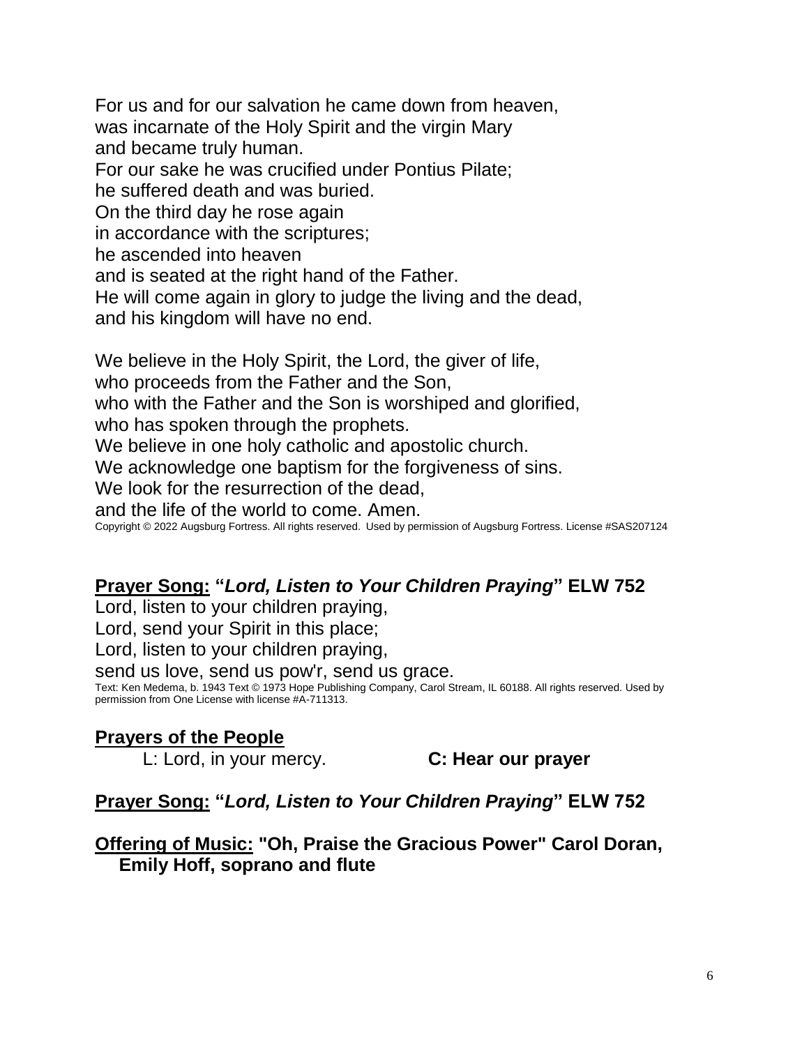For us and for our salvation he came down from heaven,
was incarnate of the Holy Spirit and the virgin Mary
and became truly human.
For our sake he was crucified under Pontius Pilate;
he suffered death and was buried.
On the third day he rose again
in accordance with the scriptures;
he ascended into heaven
and is seated at the right hand of the Father.
He will come again in glory to judge the living and the dead,
and his kingdom will have no end.

We believe in the Holy Spirit, the Lord, the giver of life,
who proceeds from the Father and the Son,
who with the Father and the Son is worshiped and glorified,
who has spoken through the prophets.
We believe in one holy catholic and apostolic church.
We acknowledge one baptism for the forgiveness of sins.
We look for the resurrection of the dead,
and the life of the world to come. Amen.
Copyright © 2022 Augsburg Fortress. All rights reserved. Used by permission of Augsburg Fortress. License #SAS207124

**Prayer Song: "*Lord, Listen to Your Children Praying*" ELW 752**

Lord, listen to your children praying,
Lord, send your Spirit in this place;
Lord, listen to your children praying,
send us love, send us pow'r, send us grace.
Text: Ken Medema, b. 1943 Text © 1973 Hope Publishing Company, Carol Stream, IL 60188. All rights reserved. Used by permission from One License with license #A-711313.

**Prayers of the People**

L: Lord, in your mercy. **C: Hear our prayer**

**Prayer Song: "*Lord, Listen to Your Children Praying*" ELW 752**

**Offering of Music: "Oh, Praise the Gracious Power" Carol Doran, Emily Hoff, soprano and flute**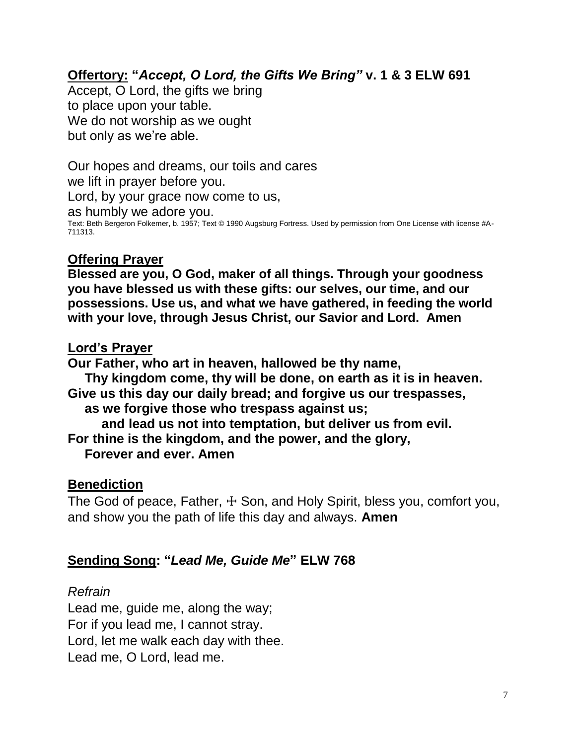**<u>Offertory:</u> "*Accept, O Lord, the Gifts We Bring*" v. 1 & 3 ELW 691**

Accept, O Lord, the gifts we bring
to place upon your table.
We do not worship as we ought
but only as we're able.

Our hopes and dreams, our toils and cares
we lift in prayer before you.
Lord, by your grace now come to us,
as humbly we adore you.

Text: Beth Bergeron Folkemer, b. 1957; Text © 1990 Augsburg Fortress. Used by permission from One License with license #A-711313.

**<u>Offering Prayer</u>**

**Blessed are you, O God, maker of all things. Through your goodness you have blessed us with these gifts: our selves, our time, and our possessions. Use us, and what we have gathered, in feeding the world with your love, through Jesus Christ, our Savior and Lord. Amen**

**<u>Lord's Prayer</u>**

**Our Father, who art in heaven, hallowed be thy name,**
**Thy kingdom come, thy will be done, on earth as it is in heaven.**
**Give us this day our daily bread; and forgive us our trespasses,**
**as we forgive those who trespass against us;**
**and lead us not into temptation, but deliver us from evil.**
**For thine is the kingdom, and the power, and the glory,**
**Forever and ever. Amen**

**<u>Benediction</u>**

The God of peace, Father, ☩ Son, and Holy Spirit, bless you, comfort you, and show you the path of life this day and always. **Amen**

**<u>Sending Song</u>: "*Lead Me, Guide Me*" ELW 768**

*Refrain*
Lead me, guide me, along the way;
For if you lead me, I cannot stray.
Lord, let me walk each day with thee.
Lead me, O Lord, lead me.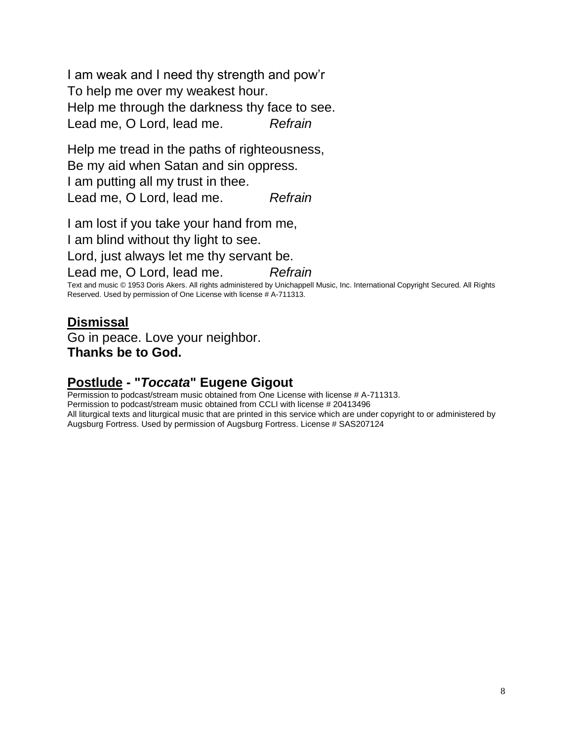I am weak and I need thy strength and pow'r
To help me over my weakest hour.
Help me through the darkness thy face to see.
Lead me, O Lord, lead me. *Refrain*

Help me tread in the paths of righteousness,
Be my aid when Satan and sin oppress.
I am putting all my trust in thee.
Lead me, O Lord, lead me. *Refrain*

I am lost if you take your hand from me,
I am blind without thy light to see.
Lord, just always let me thy servant be.
Lead me, O Lord, lead me. *Refrain*

Text and music © 1953 Doris Akers. All rights administered by Unichappell Music, Inc. International Copyright Secured. All Rights Reserved. Used by permission of One License with license # A-711313.

## Dismissal

Go in peace. Love your neighbor.
**Thanks be to God.**

## Postlude - "*Toccata*" Eugene Gigout

Permission to podcast/stream music obtained from One License with license # A-711313.
Permission to podcast/stream music obtained from CCLI with license # 20413496
All liturgical texts and liturgical music that are printed in this service which are under copyright to or administered by Augsburg Fortress. Used by permission of Augsburg Fortress. License # SAS207124